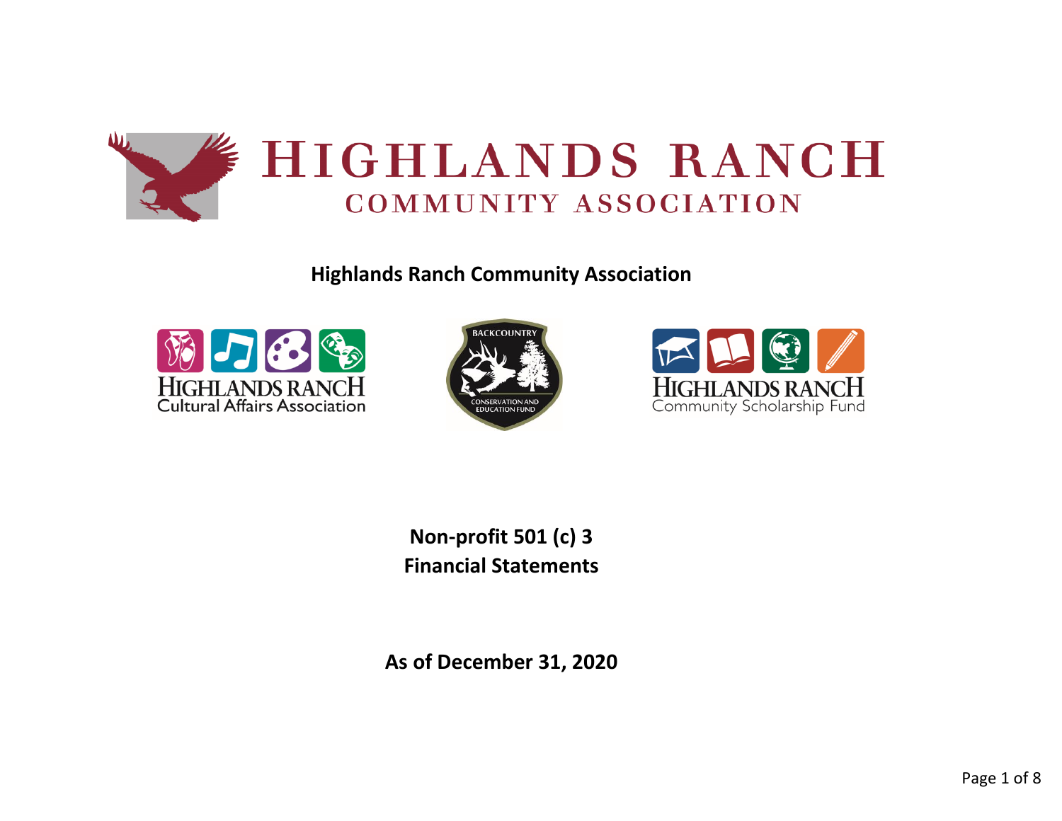# HIGHLANDS RANCH
## COMMUNITY ASSOCIATION

**Highlands Ranch Community Association**

HIGHLANDS RANCH Cultural Affairs Association

BACKCOUNTRY CONSERVATION AND EDUCATION FUND

HIGHLANDS RANCH Community Scholarship Fund

**Non-profit 501 (c) 3**
**Financial Statements**

**As of December 31, 2020**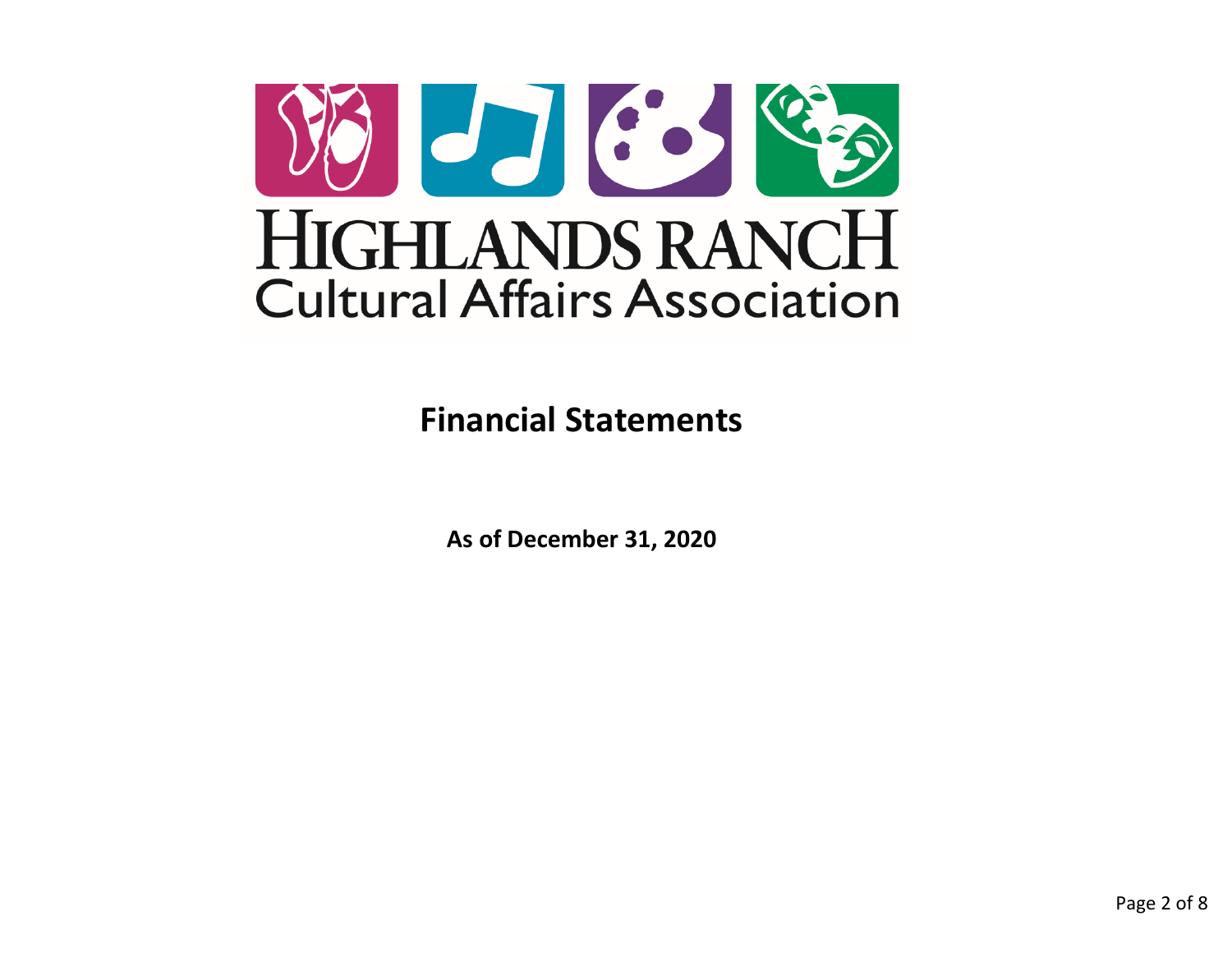# HIGHLANDS RANCH
## Cultural Affairs Association

# Financial Statements

**As of December 31, 2020**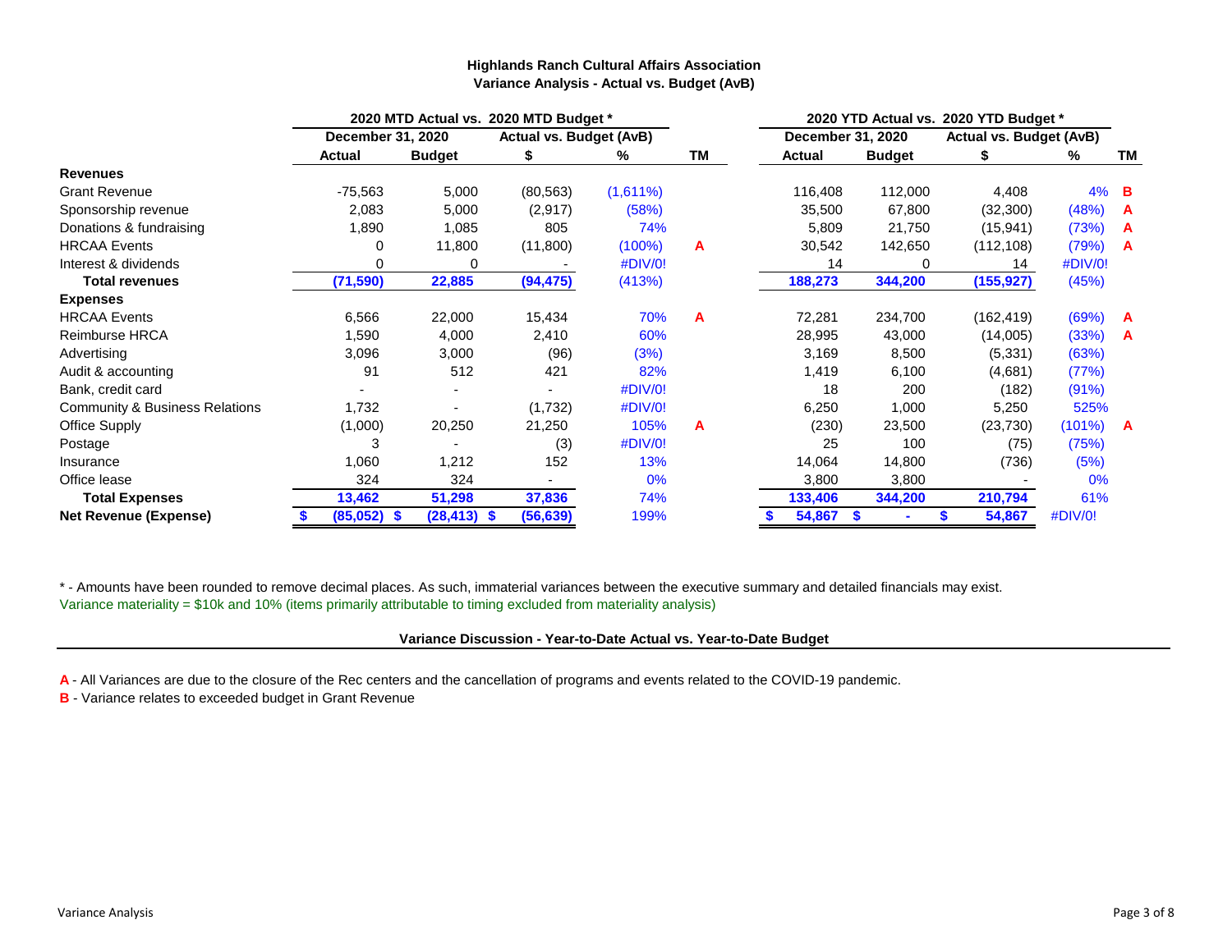**Highlands Ranch Cultural Affairs Association**
**Variance Analysis - Actual vs. Budget (AvB)**

| | 2020 MTD Actual vs. 2020 MTD Budget * | | | | | 2020 YTD Actual vs. 2020 YTD Budget * | | | | |
|---|---|---|---|---|---|---|---|---|---|---|
| | December 31, 2020 | | Actual vs. Budget (AvB) | | | December 31, 2020 | | Actual vs. Budget (AvB) | | |
| | **Actual** | **Budget** | **$** | **%** | **TM** | **Actual** | **Budget** | **$** | **%** | **TM** |
| **Revenues** | | | | | | | | | | |
| Grant Revenue | -75,563 | 5,000 | (80,563) | (1,611%) | | 116,408 | 112,000 | 4,408 | 4% | **B** |
| Sponsorship revenue | 2,083 | 5,000 | (2,917) | (58%) | | 35,500 | 67,800 | (32,300) | (48%) | **A** |
| Donations & fundraising | 1,890 | 1,085 | 805 | 74% | | 5,809 | 21,750 | (15,941) | (73%) | **A** |
| HRCAA Events | 0 | 11,800 | (11,800) | (100%) | **A** | 30,542 | 142,650 | (112,108) | (79%) | **A** |
| Interest & dividends | 0 | 0 | - | #DIV/0! | | 14 | 0 | 14 | #DIV/0! | |
| **Total revenues** | **(71,590)** | **22,885** | **(94,475)** | (413%) | | **188,273** | **344,200** | **(155,927)** | (45%) | |
| **Expenses** | | | | | | | | | | |
| HRCAA Events | 6,566 | 22,000 | 15,434 | 70% | **A** | 72,281 | 234,700 | (162,419) | (69%) | **A** |
| Reimburse HRCA | 1,590 | 4,000 | 2,410 | 60% | | 28,995 | 43,000 | (14,005) | (33%) | **A** |
| Advertising | 3,096 | 3,000 | (96) | (3%) | | 3,169 | 8,500 | (5,331) | (63%) | |
| Audit & accounting | 91 | 512 | 421 | 82% | | 1,419 | 6,100 | (4,681) | (77%) | |
| Bank, credit card | - | - | - | #DIV/0! | | 18 | 200 | (182) | (91%) | |
| Community & Business Relations | 1,732 | - | (1,732) | #DIV/0! | | 6,250 | 1,000 | 5,250 | 525% | |
| Office Supply | (1,000) | 20,250 | 21,250 | 105% | **A** | (230) | 23,500 | (23,730) | (101%) | **A** |
| Postage | 3 | - | (3) | #DIV/0! | | 25 | 100 | (75) | (75%) | |
| Insurance | 1,060 | 1,212 | 152 | 13% | | 14,064 | 14,800 | (736) | (5%) | |
| Office lease | 324 | 324 | - | 0% | | 3,800 | 3,800 | - | 0% | |
| **Total Expenses** | **13,462** | **51,298** | **37,836** | 74% | | **133,406** | **344,200** | **210,794** | 61% | |
| **Net Revenue (Expense)** | **$ (85,052)** | **$ (28,413)** | **$ (56,639)** | 199% | | **$ 54,867** | **$ -** | **$ 54,867** | #DIV/0! | |

* - Amounts have been rounded to remove decimal places. As such, immaterial variances between the executive summary and detailed financials may exist.
Variance materiality = $10k and 10% (items primarily attributable to timing excluded from materiality analysis)

**Variance Discussion - Year-to-Date Actual vs. Year-to-Date Budget**

**A** - All Variances are due to the closure of the Rec centers and the cancellation of programs and events related to the COVID-19 pandemic.
**B** - Variance relates to exceeded budget in Grant Revenue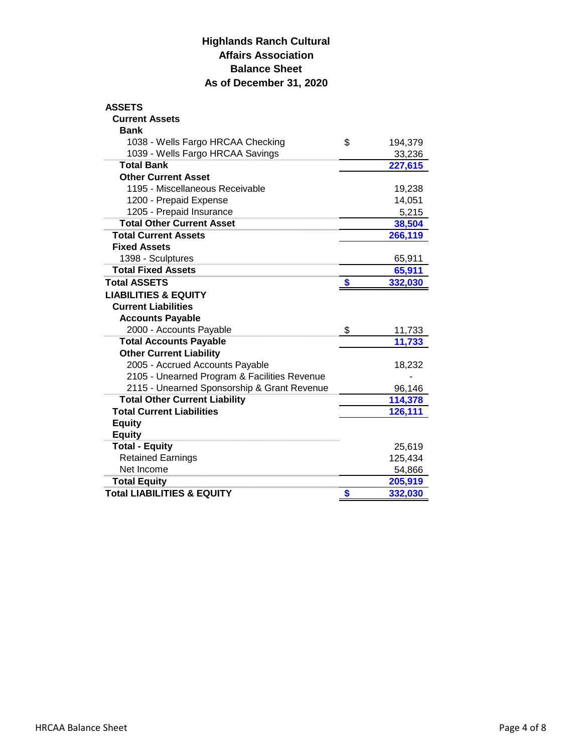# Highlands Ranch Cultural Affairs Association
# Balance Sheet
# As of December 31, 2020

| | | |
|---|---|---|
| **ASSETS** | | |
| **Current Assets** | | |
| **Bank** | | |
| 1038 - Wells Fargo HRCAA Checking | $ | 194,379 |
| 1039 - Wells Fargo HRCAA Savings | | 33,236 |
| **Total Bank** | | **227,615** |
| **Other Current Asset** | | |
| 1195 - Miscellaneous Receivable | | 19,238 |
| 1200 - Prepaid Expense | | 14,051 |
| 1205 - Prepaid Insurance | | 5,215 |
| **Total Other Current Asset** | | **38,504** |
| **Total Current Assets** | | **266,119** |
| **Fixed Assets** | | |
| 1398 - Sculptures | | 65,911 |
| **Total Fixed Assets** | | **65,911** |
| **Total ASSETS** | **$** | **332,030** |
| **LIABILITIES & EQUITY** | | |
| **Current Liabilities** | | |
| **Accounts Payable** | | |
| 2000 - Accounts Payable | $ | 11,733 |
| **Total Accounts Payable** | | **11,733** |
| **Other Current Liability** | | |
| 2005 - Accrued Accounts Payable | | 18,232 |
| 2105 - Unearned Program & Facilities Revenue | | - |
| 2115 - Unearned Sponsorship & Grant Revenue | | 96,146 |
| **Total Other Current Liability** | | **114,378** |
| **Total Current Liabilities** | | **126,111** |
| **Equity** | | |
| **Equity** | | |
| **Total - Equity** | | 25,619 |
| Retained Earnings | | 125,434 |
| Net Income | | 54,866 |
| **Total Equity** | | **205,919** |
| **Total LIABILITIES & EQUITY** | **$** | **332,030** |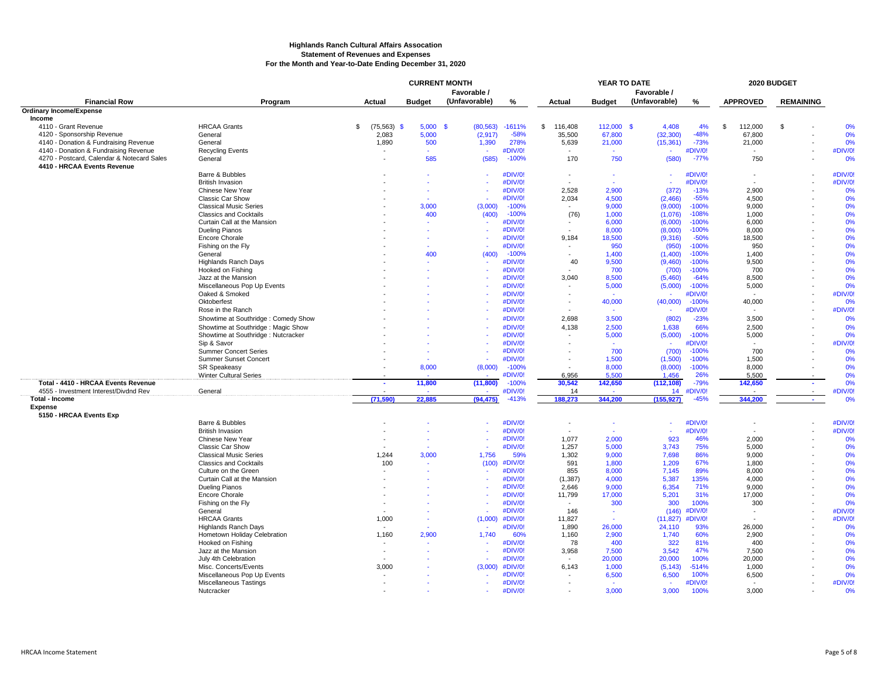**Highlands Ranch Cultural Affairs Assocation**
**Statement of Revenues and Expenses**
**For the Month and Year-to-Date Ending December 31, 2020**

| Financial Row | Program | CURRENT MONTH Actual | Budget | Favorable / (Unfavorable) | % | YEAR TO DATE Actual | Budget | Favorable / (Unfavorable) | % | 2020 BUDGET APPROVED | REMAINING | |
|---|---|---|---|---|---|---|---|---|---|---|---|---|
| **Ordinary Income/Expense** | | | | | | | | | | | | |
| **Income** | | | | | | | | | | | | |
| 4110 - Grant Revenue | HRCAA Grants | $ (75,563) | $ 5,000 | $ (80,563) | -1611% | $ 116,408 | 112,000 | $ 4,408 | 4% | $ 112,000 | $ - | 0% |
| 4120 - Sponsorship Revenue | General | 2,083 | 5,000 | (2,917) | -58% | 35,500 | 67,800 | (32,300) | -48% | 67,800 | - | 0% |
| 4140 - Donation & Fundraising Revenue | General | 1,890 | 500 | 1,390 | 278% | 5,639 | 21,000 | (15,361) | -73% | 21,000 | - | 0% |
| 4140 - Donation & Fundraising Revenue | Recycling Events | - | - | - | #DIV/0! | - | - | - | #DIV/0! | - | - | #DIV/0! |
| 4270 - Postcard, Calendar & Notecard Sales | General | - | 585 | (585) | -100% | 170 | 750 | (580) | -77% | 750 | - | 0% |
| **4410 - HRCAA Events Revenue** | | | | | | | | | | | | |
| | Barre & Bubbles | - | - | - | #DIV/0! | - | - | - | #DIV/0! | - | - | #DIV/0! |
| | British Invasion | - | - | - | #DIV/0! | - | - | - | #DIV/0! | - | - | #DIV/0! |
| | Chinese New Year | - | - | - | #DIV/0! | 2,528 | 2,900 | (372) | -13% | 2,900 | - | 0% |
| | Classic Car Show | - | - | - | #DIV/0! | 2,034 | 4,500 | (2,466) | -55% | 4,500 | - | 0% |
| | Classical Music Series | - | 3,000 | (3,000) | -100% | - | 9,000 | (9,000) | -100% | 9,000 | - | 0% |
| | Classics and Cocktails | - | 400 | (400) | -100% | (76) | 1,000 | (1,076) | -108% | 1,000 | - | 0% |
| | Curtain Call at the Mansion | - | - | - | #DIV/0! | - | 6,000 | (6,000) | -100% | 6,000 | - | 0% |
| | Dueling Pianos | - | - | - | #DIV/0! | - | 8,000 | (8,000) | -100% | 8,000 | - | 0% |
| | Encore Chorale | - | - | - | #DIV/0! | 9,184 | 18,500 | (9,316) | -50% | 18,500 | - | 0% |
| | Fishing on the Fly | - | - | - | #DIV/0! | - | 950 | (950) | -100% | 950 | - | 0% |
| | General | - | 400 | (400) | -100% | - | 1,400 | (1,400) | -100% | 1,400 | - | 0% |
| | Highlands Ranch Days | - | - | - | #DIV/0! | 40 | 9,500 | (9,460) | -100% | 9,500 | - | 0% |
| | Hooked on Fishing | - | - | - | #DIV/0! | - | 700 | (700) | -100% | 700 | - | 0% |
| | Jazz at the Mansion | - | - | - | #DIV/0! | 3,040 | 8,500 | (5,460) | -64% | 8,500 | - | 0% |
| | Miscellaneous Pop Up Events | - | - | - | #DIV/0! | - | 5,000 | (5,000) | -100% | 5,000 | - | 0% |
| | Oaked & Smoked | - | - | - | #DIV/0! | - | - | - | #DIV/0! | - | - | #DIV/0! |
| | Oktoberfest | - | - | - | #DIV/0! | - | 40,000 | (40,000) | -100% | 40,000 | - | 0% |
| | Rose in the Ranch | - | - | - | #DIV/0! | - | - | - | #DIV/0! | - | - | #DIV/0! |
| | Showtime at Southridge : Comedy Show | - | - | - | #DIV/0! | 2,698 | 3,500 | (802) | -23% | 3,500 | - | 0% |
| | Showtime at Southridge : Magic Show | - | - | - | #DIV/0! | 4,138 | 2,500 | 1,638 | 66% | 2,500 | - | 0% |
| | Showtime at Southridge : Nutcracker | - | - | - | #DIV/0! | - | 5,000 | (5,000) | -100% | 5,000 | - | 0% |
| | Sip & Savor | - | - | - | #DIV/0! | - | - | - | #DIV/0! | - | - | #DIV/0! |
| | Summer Concert Series | - | - | - | #DIV/0! | - | 700 | (700) | -100% | 700 | - | 0% |
| | Summer Sunset Concert | - | - | - | #DIV/0! | - | 1,500 | (1,500) | -100% | 1,500 | - | 0% |
| | SR Speakeasy | - | 8,000 | (8,000) | -100% | - | 8,000 | (8,000) | -100% | 8,000 | - | 0% |
| | Winter Cultural Series | - | - | - | #DIV/0! | 6,956 | 5,500 | 1,456 | 26% | 5,500 | - | 0% |
| **Total - 4410 - HRCAA Events Revenue** | | - | 11,800 | (11,800) | -100% | 30,542 | 142,650 | (112,108) | -79% | 142,650 | - | 0% |
| 4555 - Investment Interest/Divdnd Rev | General | - | - | - | #DIV/0! | 14 | - | 14 | #DIV/0! | - | - | #DIV/0! |
| **Total - Income** | | (71,590) | 22,885 | (94,475) | -413% | 188,273 | 344,200 | (155,927) | -45% | 344,200 | - | 0% |
| **Expense** | | | | | | | | | | | | |
| **5150 - HRCAA Events Exp** | | | | | | | | | | | | |
| | Barre & Bubbles | - | - | - | #DIV/0! | - | - | - | #DIV/0! | - | - | #DIV/0! |
| | British Invasion | - | - | - | #DIV/0! | - | - | - | #DIV/0! | - | - | #DIV/0! |
| | Chinese New Year | - | - | - | #DIV/0! | 1,077 | 2,000 | 923 | 46% | 2,000 | - | 0% |
| | Classic Car Show | - | - | - | #DIV/0! | 1,257 | 5,000 | 3,743 | 75% | 5,000 | - | 0% |
| | Classical Music Series | 1,244 | 3,000 | 1,756 | 59% | 1,302 | 9,000 | 7,698 | 86% | 9,000 | - | 0% |
| | Classics and Cocktails | 100 | - | (100) | #DIV/0! | 591 | 1,800 | 1,209 | 67% | 1,800 | - | 0% |
| | Culture on the Green | - | - | - | #DIV/0! | 855 | 8,000 | 7,145 | 89% | 8,000 | - | 0% |
| | Curtain Call at the Mansion | - | - | - | #DIV/0! | (1,387) | 4,000 | 5,387 | 135% | 4,000 | - | 0% |
| | Dueling Pianos | - | - | - | #DIV/0! | 2,646 | 9,000 | 6,354 | 71% | 9,000 | - | 0% |
| | Encore Chorale | - | - | - | #DIV/0! | 11,799 | 17,000 | 5,201 | 31% | 17,000 | - | 0% |
| | Fishing on the Fly | - | - | - | #DIV/0! | - | 300 | 300 | 100% | 300 | - | 0% |
| | General | - | - | - | #DIV/0! | 146 | - | (146) | #DIV/0! | - | - | #DIV/0! |
| | HRCAA Grants | 1,000 | - | (1,000) | #DIV/0! | 11,827 | - | (11,827) | #DIV/0! | - | - | #DIV/0! |
| | Highlands Ranch Days | - | - | - | #DIV/0! | 1,890 | 26,000 | 24,110 | 93% | 26,000 | - | 0% |
| | Hometown Holiday Celebration | 1,160 | 2,900 | 1,740 | 60% | 1,160 | 2,900 | 1,740 | 60% | 2,900 | - | 0% |
| | Hooked on Fishing | - | - | - | #DIV/0! | 78 | 400 | 322 | 81% | 400 | - | 0% |
| | Jazz at the Mansion | - | - | - | #DIV/0! | 3,958 | 7,500 | 3,542 | 47% | 7,500 | - | 0% |
| | July 4th Celebration | - | - | - | #DIV/0! | - | 20,000 | 20,000 | 100% | 20,000 | - | 0% |
| | Misc. Concerts/Events | 3,000 | - | (3,000) | #DIV/0! | 6,143 | 1,000 | (5,143) | -514% | 1,000 | - | 0% |
| | Miscellaneous Pop Up Events | - | - | - | #DIV/0! | - | 6,500 | 6,500 | 100% | 6,500 | - | 0% |
| | Miscellaneous Tastings | - | - | - | #DIV/0! | - | - | - | #DIV/0! | - | - | #DIV/0! |
| | Nutcracker | - | - | - | #DIV/0! | - | 3,000 | 3,000 | 100% | 3,000 | - | 0% |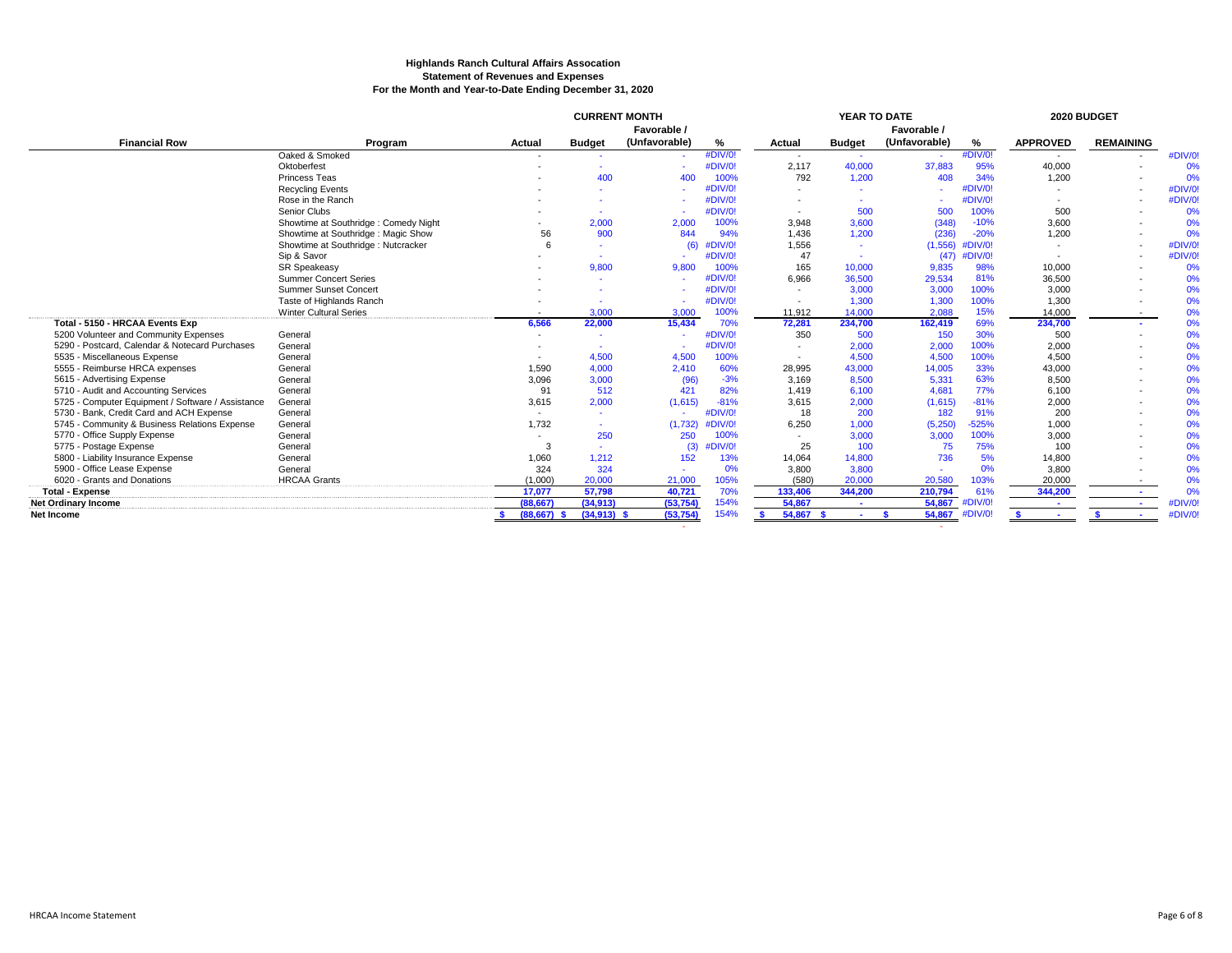**Highlands Ranch Cultural Affairs Assocation**
**Statement of Revenues and Expenses**
**For the Month and Year-to-Date Ending December 31, 2020**

| Financial Row | Program | CURRENT MONTH Actual | Budget | Favorable / (Unfavorable) | % | YEAR TO DATE Actual | Budget | Favorable / (Unfavorable) | % | 2020 BUDGET APPROVED | REMAINING | |
|---|---|---|---|---|---|---|---|---|---|---|---|---|
| | Oaked & Smoked | - | - | - | #DIV/0! | - | - | - | #DIV/0! | - | - | #DIV/0! |
| | Oktoberfest | - | - | - | #DIV/0! | 2,117 | 40,000 | 37,883 | 95% | 40,000 | - | 0% |
| | Princess Teas | - | 400 | 400 | 100% | 792 | 1,200 | 408 | 34% | 1,200 | - | 0% |
| | Recycling Events | - | - | - | #DIV/0! | - | - | - | #DIV/0! | - | - | #DIV/0! |
| | Rose in the Ranch | - | - | - | #DIV/0! | - | - | - | #DIV/0! | - | - | #DIV/0! |
| | Senior Clubs | - | - | - | #DIV/0! | - | 500 | 500 | 100% | 500 | - | 0% |
| | Showtime at Southridge : Comedy Night | - | 2,000 | 2,000 | 100% | 3,948 | 3,600 | (348) | -10% | 3,600 | - | 0% |
| | Showtime at Southridge : Magic Show | 56 | 900 | 844 | 94% | 1,436 | 1,200 | (236) | -20% | 1,200 | - | 0% |
| | Showtime at Southridge : Nutcracker | 6 | - | (6) | #DIV/0! | 1,556 | - | (1,556) | #DIV/0! | - | - | #DIV/0! |
| | Sip & Savor | - | - | - | #DIV/0! | 47 | - | (47) | #DIV/0! | - | - | #DIV/0! |
| | SR Speakeasy | - | 9,800 | 9,800 | 100% | 165 | 10,000 | 9,835 | 98% | 10,000 | - | 0% |
| | Summer Concert Series | - | - | - | #DIV/0! | 6,966 | 36,500 | 29,534 | 81% | 36,500 | - | 0% |
| | Summer Sunset Concert | - | - | - | #DIV/0! | - | 3,000 | 3,000 | 100% | 3,000 | - | 0% |
| | Taste of Highlands Ranch | - | - | - | #DIV/0! | - | 1,300 | 1,300 | 100% | 1,300 | - | 0% |
| | Winter Cultural Series | - | 3,000 | 3,000 | 100% | 11,912 | 14,000 | 2,088 | 15% | 14,000 | - | 0% |
| **Total - 5150 - HRCAA Events Exp** | | **6,566** | **22,000** | **15,434** | 70% | **72,281** | **234,700** | **162,419** | 69% | **234,700** | **-** | 0% |
| 5200 Volunteer and Community Expenses | General | - | - | - | #DIV/0! | 350 | 500 | 150 | 30% | 500 | - | 0% |
| 5290 - Postcard, Calendar & Notecard Purchases | General | - | - | - | #DIV/0! | - | 2,000 | 2,000 | 100% | 2,000 | - | 0% |
| 5535 - Miscellaneous Expense | General | - | 4,500 | 4,500 | 100% | - | 4,500 | 4,500 | 100% | 4,500 | - | 0% |
| 5555 - Reimburse HRCA expenses | General | 1,590 | 4,000 | 2,410 | 60% | 28,995 | 43,000 | 14,005 | 33% | 43,000 | - | 0% |
| 5615 - Advertising Expense | General | 3,096 | 3,000 | (96) | -3% | 3,169 | 8,500 | 5,331 | 63% | 8,500 | - | 0% |
| 5710 - Audit and Accounting Services | General | 91 | 512 | 421 | 82% | 1,419 | 6,100 | 4,681 | 77% | 6,100 | - | 0% |
| 5725 - Computer Equipment / Software / Assistance | General | 3,615 | 2,000 | (1,615) | -81% | 3,615 | 2,000 | (1,615) | -81% | 2,000 | - | 0% |
| 5730 - Bank, Credit Card and ACH Expense | General | - | - | - | #DIV/0! | 18 | 200 | 182 | 91% | 200 | - | 0% |
| 5745 - Community & Business Relations Expense | General | 1,732 | - | (1,732) | #DIV/0! | 6,250 | 1,000 | (5,250) | -525% | 1,000 | - | 0% |
| 5770 - Office Supply Expense | General | - | 250 | 250 | 100% | - | 3,000 | 3,000 | 100% | 3,000 | - | 0% |
| 5775 - Postage Expense | General | 3 | - | (3) | #DIV/0! | 25 | 100 | 75 | 75% | 100 | - | 0% |
| 5800 - Liability Insurance Expense | General | 1,060 | 1,212 | 152 | 13% | 14,064 | 14,800 | 736 | 5% | 14,800 | - | 0% |
| 5900 - Office Lease Expense | General | 324 | 324 | - | 0% | 3,800 | 3,800 | - | 0% | 3,800 | - | 0% |
| 6020 - Grants and Donations | HRCAA Grants | (1,000) | 20,000 | 21,000 | 105% | (580) | 20,000 | 20,580 | 103% | 20,000 | - | 0% |
| **Total - Expense** | | **17,077** | **57,798** | **40,721** | 70% | **133,406** | **344,200** | **210,794** | 61% | **344,200** | **-** | 0% |
| **Net Ordinary Income** | | **(88,667)** | **(34,913)** | **(53,754)** | 154% | **54,867** | **-** | **54,867** | #DIV/0! | **-** | **-** | #DIV/0! |
| **Net Income** | | **$ (88,667)** | **$ (34,913)** | **$ (53,754)** | 154% | **$ 54,867** | **$ -** | **$ 54,867** | #DIV/0! | **$ -** | **$ -** | #DIV/0! |
| | | | | - | | | | - | | | | |

HRCAA Income Statement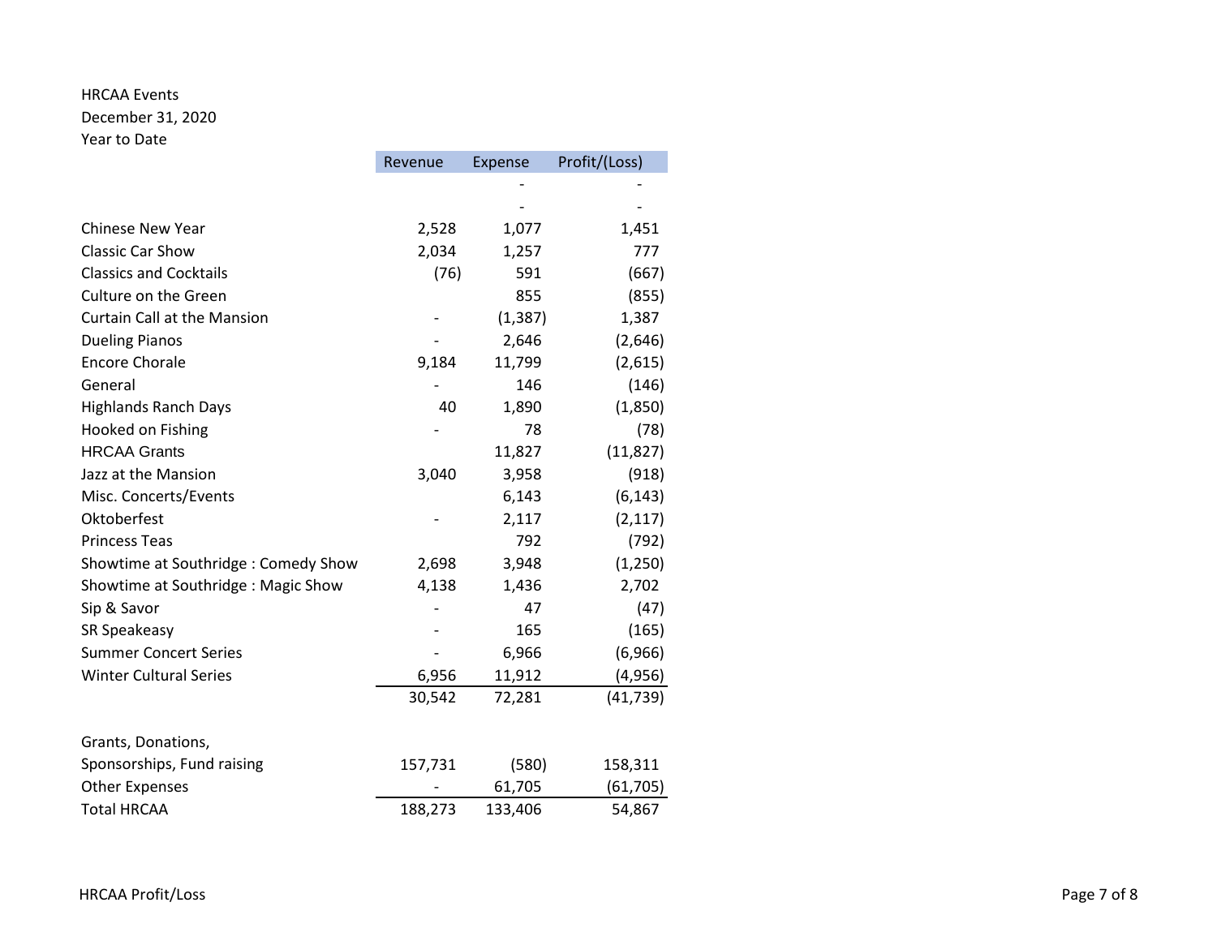HRCAA Events
December 31, 2020
Year to Date

| | Revenue | Expense | Profit/(Loss) |
|---|---|---|---|
| | | - | - |
| | | - | - |
| Chinese New Year | 2,528 | 1,077 | 1,451 |
| Classic Car Show | 2,034 | 1,257 | 777 |
| Classics and Cocktails | (76) | 591 | (667) |
| Culture on the Green | | 855 | (855) |
| Curtain Call at the Mansion | - | (1,387) | 1,387 |
| Dueling Pianos | - | 2,646 | (2,646) |
| Encore Chorale | 9,184 | 11,799 | (2,615) |
| General | - | 146 | (146) |
| Highlands Ranch Days | 40 | 1,890 | (1,850) |
| Hooked on Fishing | - | 78 | (78) |
| HRCAA Grants | | 11,827 | (11,827) |
| Jazz at the Mansion | 3,040 | 3,958 | (918) |
| Misc. Concerts/Events | | 6,143 | (6,143) |
| Oktoberfest | - | 2,117 | (2,117) |
| Princess Teas | | 792 | (792) |
| Showtime at Southridge : Comedy Show | 2,698 | 3,948 | (1,250) |
| Showtime at Southridge : Magic Show | 4,138 | 1,436 | 2,702 |
| Sip & Savor | - | 47 | (47) |
| SR Speakeasy | - | 165 | (165) |
| Summer Concert Series | - | 6,966 | (6,966) |
| Winter Cultural Series | 6,956 | 11,912 | (4,956) |
| | 30,542 | 72,281 | (41,739) |
| | | | |
| Grants, Donations, Sponsorships, Fund raising | 157,731 | (580) | 158,311 |
| Other Expenses | - | 61,705 | (61,705) |
| Total HRCAA | 188,273 | 133,406 | 54,867 |

HRCAA Profit/Loss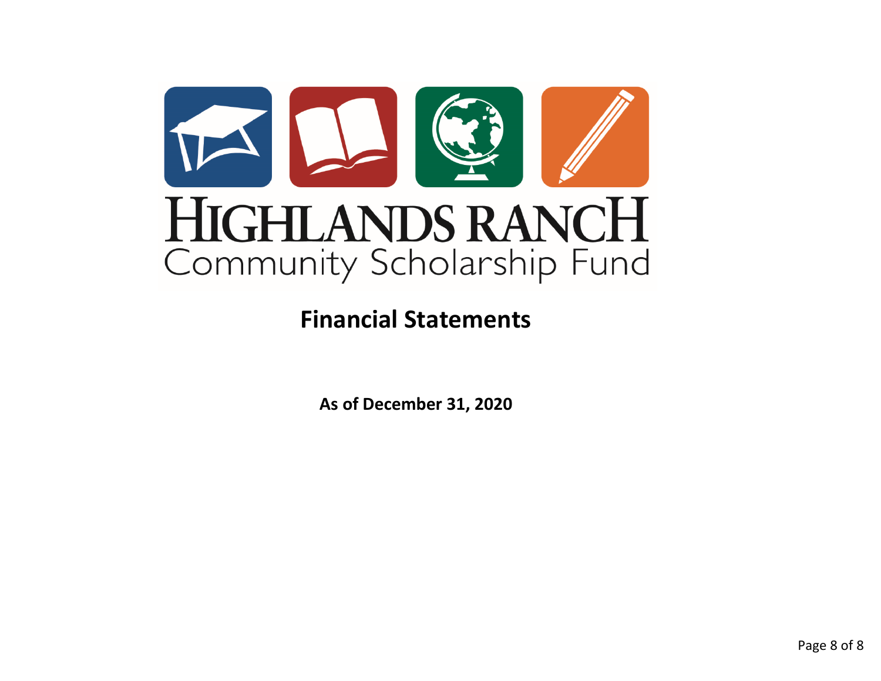# HIGHLANDS RANCH

Community Scholarship Fund

## Financial Statements

**As of December 31, 2020**